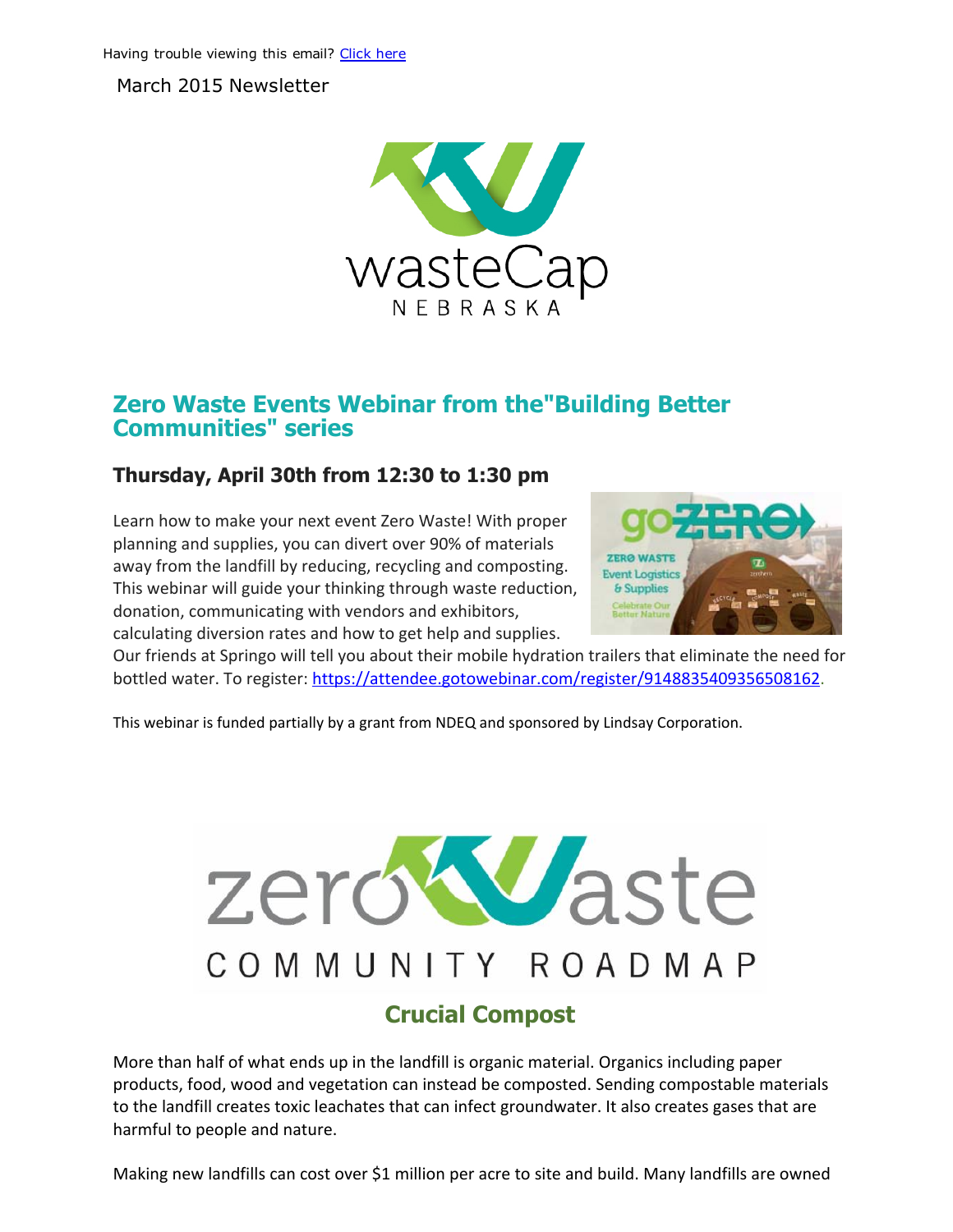Having trouble viewing this email? [Click here]

March 2015 Newsletter

wasteCap NEBRASKA

## Zero Waste Events Webinar from the"Building Better Communities" series

### Thursday, April 30th from 12:30 to 1:30 pm

Learn how to make your next event Zero Waste! With proper planning and supplies, you can divert over 90% of materials away from the landfill by reducing, recycling and composting. This webinar will guide your thinking through waste reduction, donation, communicating with vendors and exhibitors, calculating diversion rates and how to get help and supplies. Our friends at Springo will tell you about their mobile hydration trailers that eliminate the need for bottled water. To register: https://attendee.gotowebinar.com/register/9148835409356508162.

This webinar is funded partially by a grant from NDEQ and sponsored by Lindsay Corporation.

zeroWaste COMMUNITY ROADMAP

## Crucial Compost

More than half of what ends up in the landfill is organic material. Organics including paper products, food, wood and vegetation can instead be composted. Sending compostable materials to the landfill creates toxic leachates that can infect groundwater. It also creates gases that are harmful to people and nature.

Making new landfills can cost over $1 million per acre to site and build. Many landfills are owned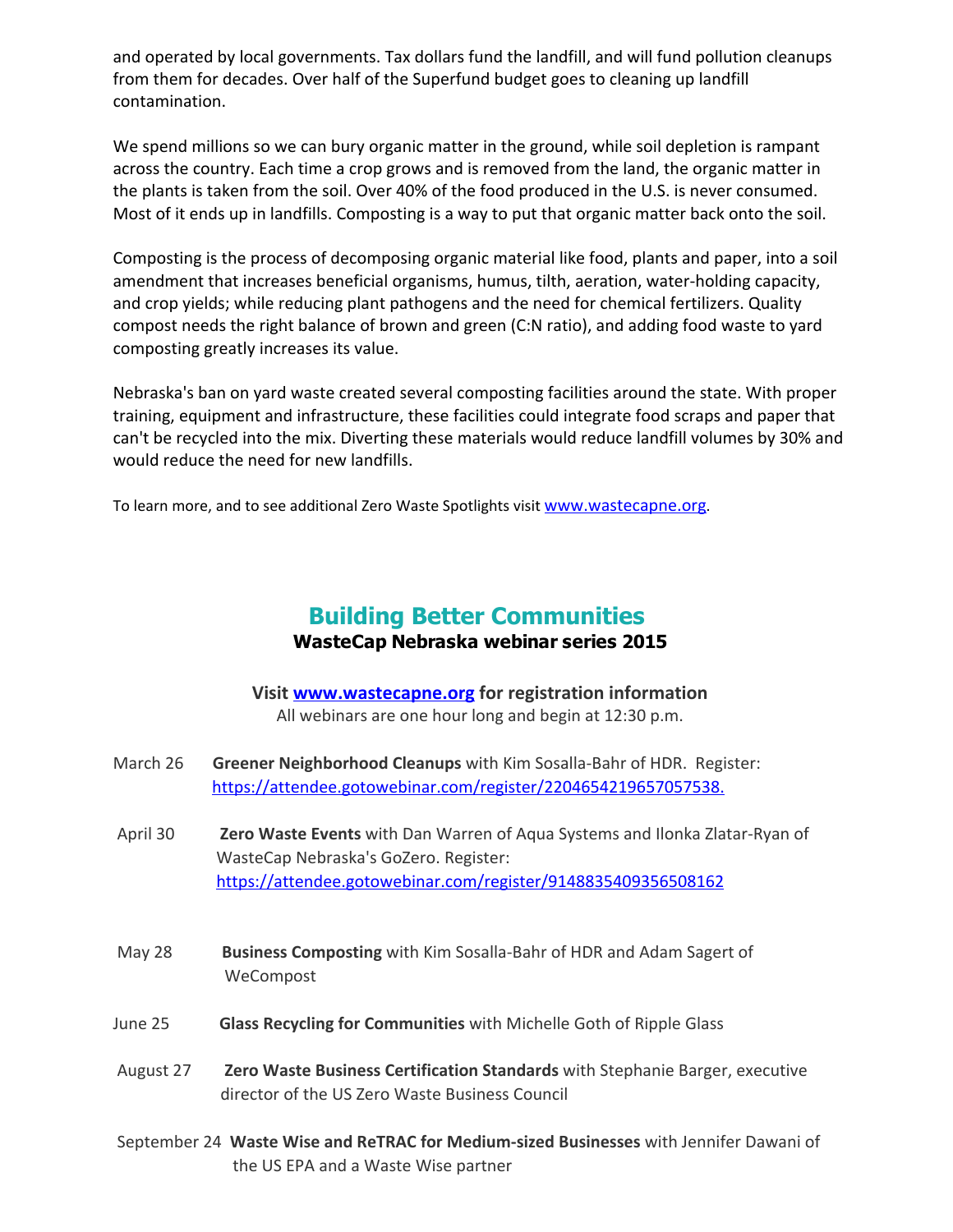and operated by local governments. Tax dollars fund the landfill, and will fund pollution cleanups from them for decades. Over half of the Superfund budget goes to cleaning up landfill contamination.

We spend millions so we can bury organic matter in the ground, while soil depletion is rampant across the country. Each time a crop grows and is removed from the land, the organic matter in the plants is taken from the soil. Over 40% of the food produced in the U.S. is never consumed. Most of it ends up in landfills. Composting is a way to put that organic matter back onto the soil.

Composting is the process of decomposing organic material like food, plants and paper, into a soil amendment that increases beneficial organisms, humus, tilth, aeration, water-holding capacity, and crop yields; while reducing plant pathogens and the need for chemical fertilizers. Quality compost needs the right balance of brown and green (C:N ratio), and adding food waste to yard composting greatly increases its value.

Nebraska's ban on yard waste created several composting facilities around the state. With proper training, equipment and infrastructure, these facilities could integrate food scraps and paper that can't be recycled into the mix. Diverting these materials would reduce landfill volumes by 30% and would reduce the need for new landfills.

To learn more, and to see additional Zero Waste Spotlights visit [www.wastecapne.org](http://www.wastecapne.org).

## Building Better Communities

**WasteCap Nebraska webinar series 2015**

**Visit [www.wastecapne.org](http://www.wastecapne.org) for registration information**

All webinars are one hour long and begin at 12:30 p.m.

March 26 **Greener Neighborhood Cleanups** with Kim Sosalla-Bahr of HDR. Register: https://attendee.gotowebinar.com/register/2204654219657057538.

April 30 **Zero Waste Events** with Dan Warren of Aqua Systems and Ilonka Zlatar-Ryan of WasteCap Nebraska's GoZero. Register: https://attendee.gotowebinar.com/register/9148835409356508162

May 28 **Business Composting** with Kim Sosalla-Bahr of HDR and Adam Sagert of WeCompost

June 25 **Glass Recycling for Communities** with Michelle Goth of Ripple Glass

August 27 **Zero Waste Business Certification Standards** with Stephanie Barger, executive director of the US Zero Waste Business Council

September 24 **Waste Wise and ReTRAC for Medium-sized Businesses** with Jennifer Dawani of the US EPA and a Waste Wise partner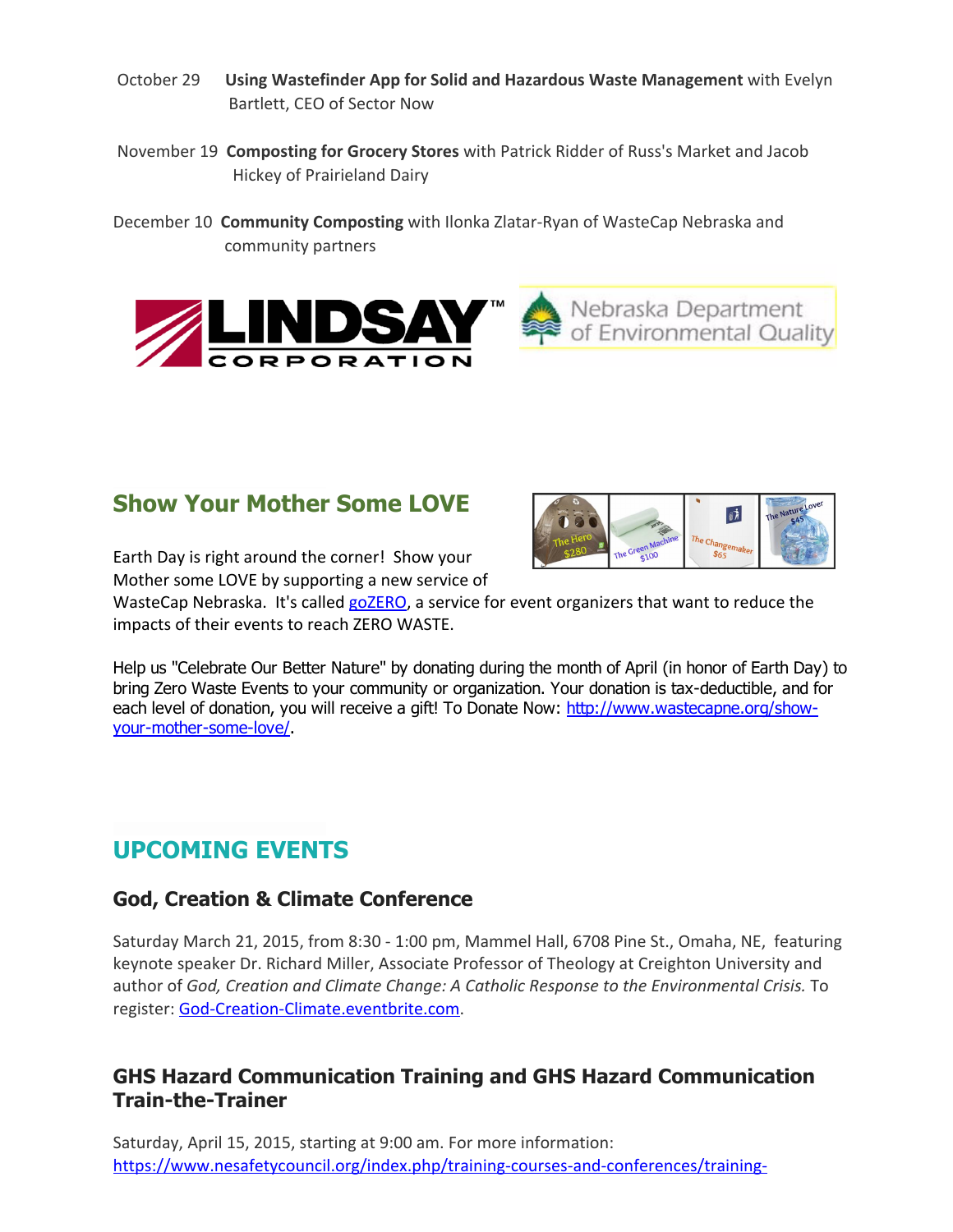October 29 **Using Wastefinder App for Solid and Hazardous Waste Management** with Evelyn Bartlett, CEO of Sector Now

November 19 **Composting for Grocery Stores** with Patrick Ridder of Russ's Market and Jacob Hickey of Prairieland Dairy

December 10 **Community Composting** with Ilonka Zlatar-Ryan of WasteCap Nebraska and community partners

## Show Your Mother Some LOVE

Earth Day is right around the corner! Show your Mother some LOVE by supporting a new service of WasteCap Nebraska. It's called goZERO, a service for event organizers that want to reduce the impacts of their events to reach ZERO WASTE.

Help us "Celebrate Our Better Nature" by donating during the month of April (in honor of Earth Day) to bring Zero Waste Events to your community or organization. Your donation is tax-deductible, and for each level of donation, you will receive a gift! To Donate Now: http://www.wastecapne.org/show-your-mother-some-love/.

## UPCOMING EVENTS

### God, Creation & Climate Conference

Saturday March 21, 2015, from 8:30 - 1:00 pm, Mammel Hall, 6708 Pine St., Omaha, NE, featuring keynote speaker Dr. Richard Miller, Associate Professor of Theology at Creighton University and author of *God, Creation and Climate Change: A Catholic Response to the Environmental Crisis.* To register: God-Creation-Climate.eventbrite.com.

### GHS Hazard Communication Training and GHS Hazard Communication Train-the-Trainer

Saturday, April 15, 2015, starting at 9:00 am. For more information: https://www.nesafetycouncil.org/index.php/training-courses-and-conferences/training-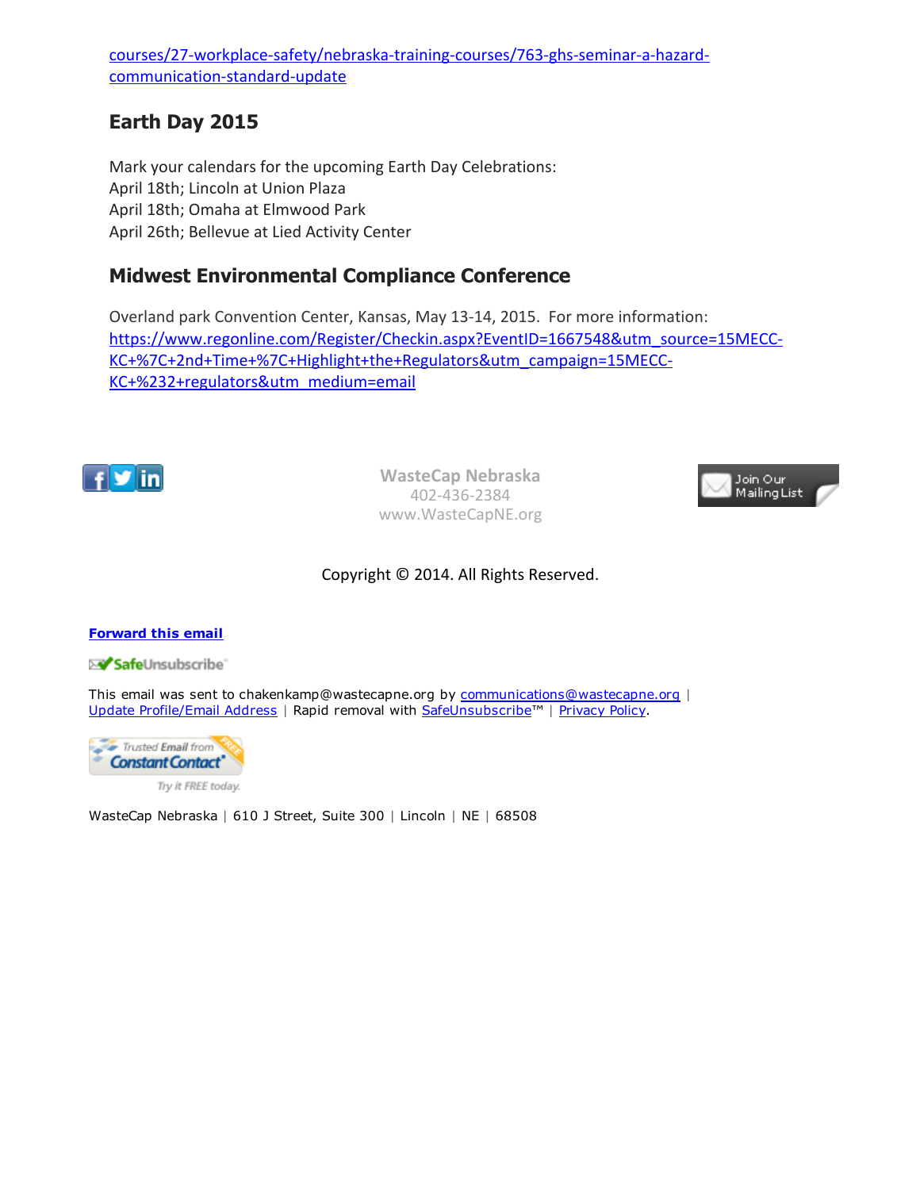courses/27-workplace-safety/nebraska-training-courses/763-ghs-seminar-a-hazard-communication-standard-update

## Earth Day 2015

Mark your calendars for the upcoming Earth Day Celebrations:
April 18th; Lincoln at Union Plaza
April 18th; Omaha at Elmwood Park
April 26th; Bellevue at Lied Activity Center

## Midwest Environmental Compliance Conference

Overland park Convention Center, Kansas, May 13-14, 2015. For more information: https://www.regonline.com/Register/Checkin.aspx?EventID=1667548&utm_source=15MECC-KC+%7C+2nd+Time+%7C+Highlight+the+Regulators&utm_campaign=15MECC-KC+%232+regulators&utm_medium=email

WasteCap Nebraska
402-436-2384
www.WasteCapNE.org

Join Our Mailing List

Copyright © 2014. All Rights Reserved.

**Forward this email**

SafeUnsubscribe

This email was sent to chakenkamp@wastecapne.org by communications@wastecapne.org | Update Profile/Email Address | Rapid removal with SafeUnsubscribe™ | Privacy Policy.

Trusted Email from Constant Contact — Try it FREE today.

WasteCap Nebraska | 610 J Street, Suite 300 | Lincoln | NE | 68508